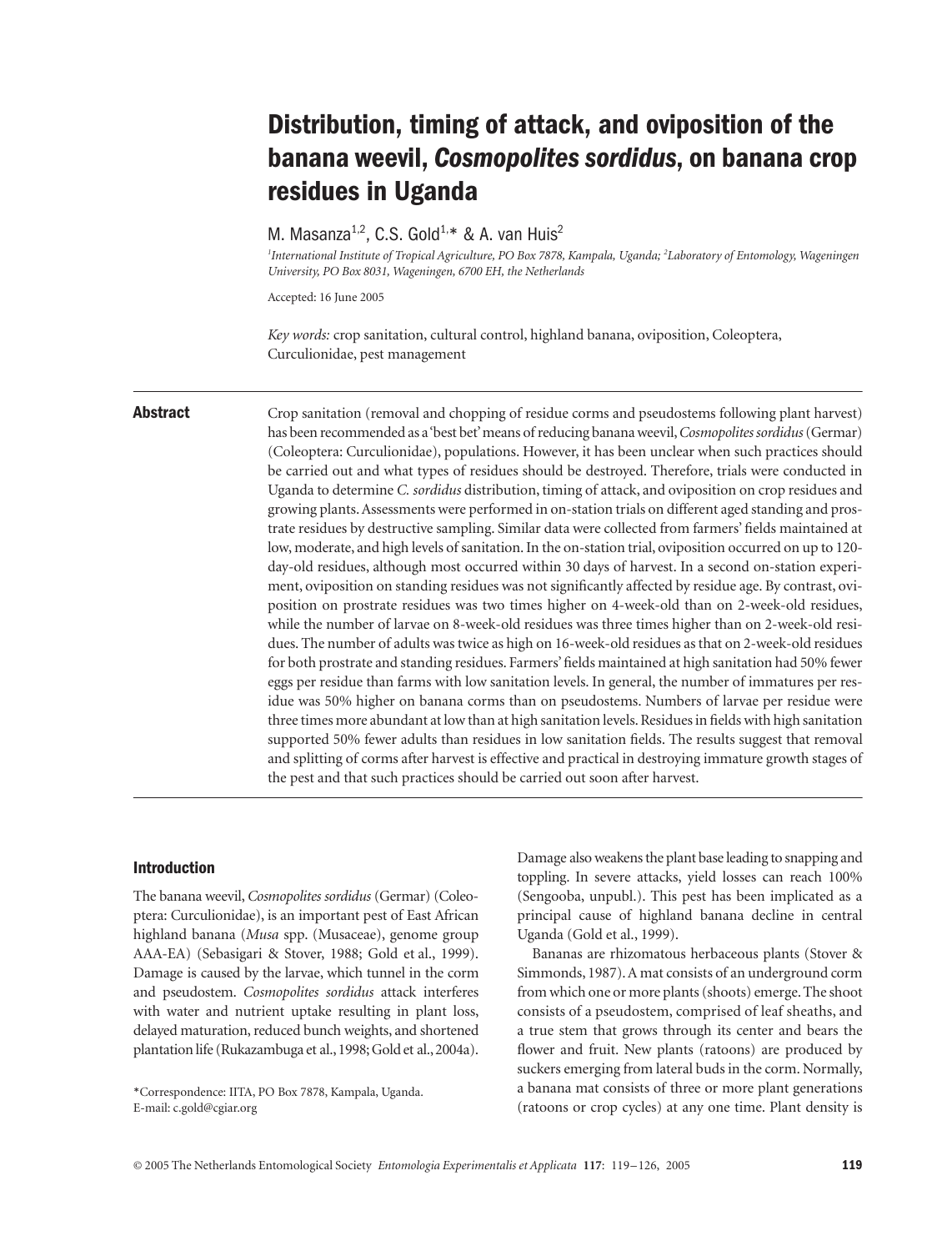# Distribution, timing of attack, and oviposition of the banana weevil, *Cosmopolites sordidus*, on banana crop residues in Uganda

M. Masanza[1,2], C.S. Gold[1,]* & A. van Huis[2]

[1]International Institute of Tropical Agriculture, PO Box 7878, Kampala, Uganda; [2]Laboratory of Entomology, Wageningen University, PO Box 8031, Wageningen, 6700 EH, the Netherlands

Accepted: 16 June 2005

*Key words:* crop sanitation, cultural control, highland banana, oviposition, Coleoptera, Curculionidae, pest management

## Abstract

Crop sanitation (removal and chopping of residue corms and pseudostems following plant harvest) has been recommended as a 'best bet' means of reducing banana weevil, *Cosmopolites sordidus* (Germar) (Coleoptera: Curculionidae), populations. However, it has been unclear when such practices should be carried out and what types of residues should be destroyed. Therefore, trials were conducted in Uganda to determine *C. sordidus* distribution, timing of attack, and oviposition on crop residues and growing plants. Assessments were performed in on-station trials on different aged standing and prostrate residues by destructive sampling. Similar data were collected from farmers' fields maintained at low, moderate, and high levels of sanitation. In the on-station trial, oviposition occurred on up to 120-day-old residues, although most occurred within 30 days of harvest. In a second on-station experiment, oviposition on standing residues was not significantly affected by residue age. By contrast, oviposition on prostrate residues was two times higher on 4-week-old than on 2-week-old residues, while the number of larvae on 8-week-old residues was three times higher than on 2-week-old residues. The number of adults was twice as high on 16-week-old residues as that on 2-week-old residues for both prostrate and standing residues. Farmers' fields maintained at high sanitation had 50% fewer eggs per residue than farms with low sanitation levels. In general, the number of immatures per residue was 50% higher on banana corms than on pseudostems. Numbers of larvae per residue were three times more abundant at low than at high sanitation levels. Residues in fields with high sanitation supported 50% fewer adults than residues in low sanitation fields. The results suggest that removal and splitting of corms after harvest is effective and practical in destroying immature growth stages of the pest and that such practices should be carried out soon after harvest.

## Introduction

The banana weevil, *Cosmopolites sordidus* (Germar) (Coleoptera: Curculionidae), is an important pest of East African highland banana (*Musa* spp. (Musaceae), genome group AAA-EA) (Sebasigari & Stover, 1988; Gold et al., 1999). Damage is caused by the larvae, which tunnel in the corm and pseudostem. *Cosmopolites sordidus* attack interferes with water and nutrient uptake resulting in plant loss, delayed maturation, reduced bunch weights, and shortened plantation life (Rukazambuga et al., 1998; Gold et al., 2004a). Damage also weakens the plant base leading to snapping and toppling. In severe attacks, yield losses can reach 100% (Sengooba, unpubl.). This pest has been implicated as a principal cause of highland banana decline in central Uganda (Gold et al., 1999).

Bananas are rhizomatous herbaceous plants (Stover & Simmonds, 1987). A mat consists of an underground corm from which one or more plants (shoots) emerge. The shoot consists of a pseudostem, comprised of leaf sheaths, and a true stem that grows through its center and bears the flower and fruit. New plants (ratoons) are produced by suckers emerging from lateral buds in the corm. Normally, a banana mat consists of three or more plant generations (ratoons or crop cycles) at any one time. Plant density is

*Correspondence: IITA, PO Box 7878, Kampala, Uganda. E-mail: c.gold@cgiar.org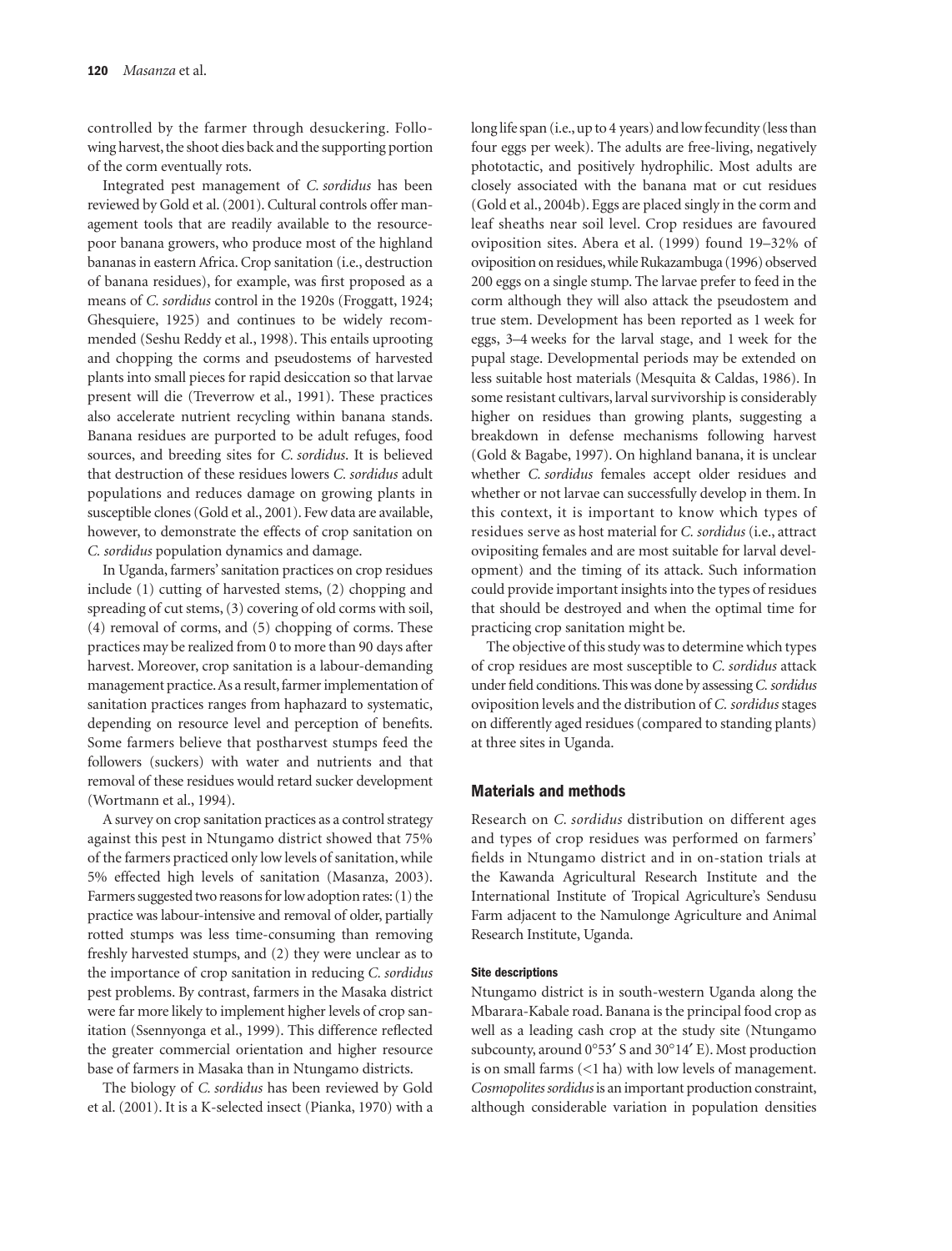controlled by the farmer through desuckering. Following harvest, the shoot dies back and the supporting portion of the corm eventually rots.

Integrated pest management of *C. sordidus* has been reviewed by Gold et al. (2001). Cultural controls offer management tools that are readily available to the resource-poor banana growers, who produce most of the highland bananas in eastern Africa. Crop sanitation (i.e., destruction of banana residues), for example, was first proposed as a means of *C. sordidus* control in the 1920s (Froggatt, 1924; Ghesquiere, 1925) and continues to be widely recommended (Seshu Reddy et al., 1998). This entails uprooting and chopping the corms and pseudostems of harvested plants into small pieces for rapid desiccation so that larvae present will die (Treverrow et al., 1991). These practices also accelerate nutrient recycling within banana stands. Banana residues are purported to be adult refuges, food sources, and breeding sites for *C. sordidus*. It is believed that destruction of these residues lowers *C. sordidus* adult populations and reduces damage on growing plants in susceptible clones (Gold et al., 2001). Few data are available, however, to demonstrate the effects of crop sanitation on *C. sordidus* population dynamics and damage.

In Uganda, farmers' sanitation practices on crop residues include (1) cutting of harvested stems, (2) chopping and spreading of cut stems, (3) covering of old corms with soil, (4) removal of corms, and (5) chopping of corms. These practices may be realized from 0 to more than 90 days after harvest. Moreover, crop sanitation is a labour-demanding management practice. As a result, farmer implementation of sanitation practices ranges from haphazard to systematic, depending on resource level and perception of benefits. Some farmers believe that postharvest stumps feed the followers (suckers) with water and nutrients and that removal of these residues would retard sucker development (Wortmann et al., 1994).

A survey on crop sanitation practices as a control strategy against this pest in Ntungamo district showed that 75% of the farmers practiced only low levels of sanitation, while 5% effected high levels of sanitation (Masanza, 2003). Farmers suggested two reasons for low adoption rates: (1) the practice was labour-intensive and removal of older, partially rotted stumps was less time-consuming than removing freshly harvested stumps, and (2) they were unclear as to the importance of crop sanitation in reducing *C. sordidus* pest problems. By contrast, farmers in the Masaka district were far more likely to implement higher levels of crop sanitation (Ssennyonga et al., 1999). This difference reflected the greater commercial orientation and higher resource base of farmers in Masaka than in Ntungamo districts.

The biology of *C. sordidus* has been reviewed by Gold et al. (2001). It is a K-selected insect (Pianka, 1970) with a long life span (i.e., up to 4 years) and low fecundity (less than four eggs per week). The adults are free-living, negatively phototactic, and positively hydrophilic. Most adults are closely associated with the banana mat or cut residues (Gold et al., 2004b). Eggs are placed singly in the corm and leaf sheaths near soil level. Crop residues are favoured oviposition sites. Abera et al. (1999) found 19–32% of oviposition on residues, while Rukazambuga (1996) observed 200 eggs on a single stump. The larvae prefer to feed in the corm although they will also attack the pseudostem and true stem. Development has been reported as 1 week for eggs, 3–4 weeks for the larval stage, and 1 week for the pupal stage. Developmental periods may be extended on less suitable host materials (Mesquita & Caldas, 1986). In some resistant cultivars, larval survivorship is considerably higher on residues than growing plants, suggesting a breakdown in defense mechanisms following harvest (Gold & Bagabe, 1997). On highland banana, it is unclear whether *C. sordidus* females accept older residues and whether or not larvae can successfully develop in them. In this context, it is important to know which types of residues serve as host material for *C. sordidus* (i.e., attract ovipositing females and are most suitable for larval development) and the timing of its attack. Such information could provide important insights into the types of residues that should be destroyed and when the optimal time for practicing crop sanitation might be.

The objective of this study was to determine which types of crop residues are most susceptible to *C. sordidus* attack under field conditions. This was done by assessing *C. sordidus* oviposition levels and the distribution of *C. sordidus* stages on differently aged residues (compared to standing plants) at three sites in Uganda.

## Materials and methods

Research on *C. sordidus* distribution on different ages and types of crop residues was performed on farmers' fields in Ntungamo district and in on-station trials at the Kawanda Agricultural Research Institute and the International Institute of Tropical Agriculture's Sendusu Farm adjacent to the Namulonge Agriculture and Animal Research Institute, Uganda.

### Site descriptions

Ntungamo district is in south-western Uganda along the Mbarara-Kabale road. Banana is the principal food crop as well as a leading cash crop at the study site (Ntungamo subcounty, around 0°53′ S and 30°14′ E). Most production is on small farms (<1 ha) with low levels of management. *Cosmopolites sordidus* is an important production constraint, although considerable variation in population densities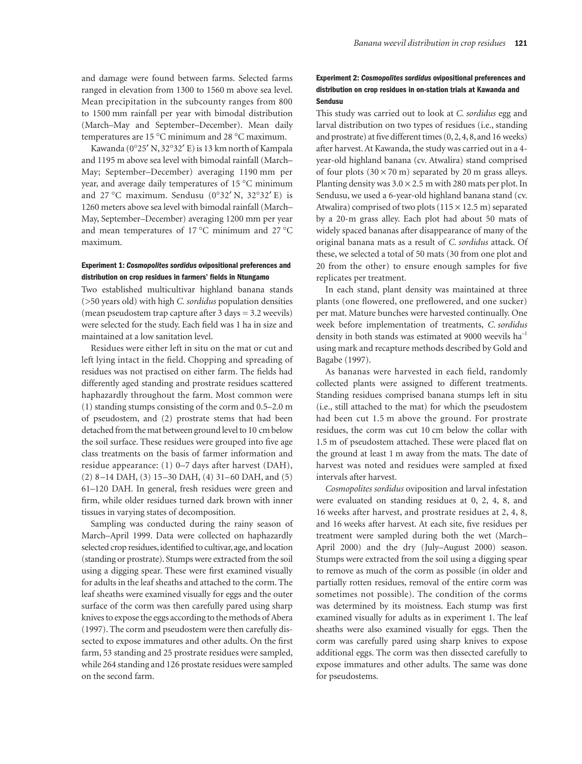and damage were found between farms. Selected farms ranged in elevation from 1300 to 1560 m above sea level. Mean precipitation in the subcounty ranges from 800 to 1500 mm rainfall per year with bimodal distribution (March–May and September–December). Mean daily temperatures are 15 °C minimum and 28 °C maximum.

Kawanda (0°25′ N, 32°32′ E) is 13 km north of Kampala and 1195 m above sea level with bimodal rainfall (March–May; September–December) averaging 1190 mm per year, and average daily temperatures of 15 °C minimum and 27 °C maximum. Sendusu (0°32′ N, 32°32′ E) is 1260 meters above sea level with bimodal rainfall (March–May, September–December) averaging 1200 mm per year and mean temperatures of 17 °C minimum and 27 °C maximum.

### Experiment 1: *Cosmopolites sordidus* ovipositional preferences and distribution on crop residues in farmers' fields in Ntungamo

Two established multicultivar highland banana stands (>50 years old) with high *C. sordidus* population densities (mean pseudostem trap capture after 3 days = 3.2 weevils) were selected for the study. Each field was 1 ha in size and maintained at a low sanitation level.

Residues were either left in situ on the mat or cut and left lying intact in the field. Chopping and spreading of residues was not practised on either farm. The fields had differently aged standing and prostrate residues scattered haphazardly throughout the farm. Most common were (1) standing stumps consisting of the corm and 0.5–2.0 m of pseudostem, and (2) prostrate stems that had been detached from the mat between ground level to 10 cm below the soil surface. These residues were grouped into five age class treatments on the basis of farmer information and residue appearance: (1) 0–7 days after harvest (DAH), (2) 8–14 DAH, (3) 15–30 DAH, (4) 31–60 DAH, and (5) 61–120 DAH. In general, fresh residues were green and firm, while older residues turned dark brown with inner tissues in varying states of decomposition.

Sampling was conducted during the rainy season of March–April 1999. Data were collected on haphazardly selected crop residues, identified to cultivar, age, and location (standing or prostrate). Stumps were extracted from the soil using a digging spear. These were first examined visually for adults in the leaf sheaths and attached to the corm. The leaf sheaths were examined visually for eggs and the outer surface of the corm was then carefully pared using sharp knives to expose the eggs according to the methods of Abera (1997). The corm and pseudostem were then carefully dissected to expose immatures and other adults. On the first farm, 53 standing and 25 prostrate residues were sampled, while 264 standing and 126 prostate residues were sampled on the second farm.

### Experiment 2: *Cosmopolites sordidus* ovipositional preferences and distribution on crop residues in on-station trials at Kawanda and Sendusu

This study was carried out to look at *C. sordidus* egg and larval distribution on two types of residues (i.e., standing and prostrate) at five different times (0, 2, 4, 8, and 16 weeks) after harvest. At Kawanda, the study was carried out in a 4-year-old highland banana (cv. Atwalira) stand comprised of four plots (30 × 70 m) separated by 20 m grass alleys. Planting density was 3.0 × 2.5 m with 280 mats per plot. In Sendusu, we used a 6-year-old highland banana stand (cv. Atwalira) comprised of two plots (115 × 12.5 m) separated by a 20-m grass alley. Each plot had about 50 mats of widely spaced bananas after disappearance of many of the original banana mats as a result of *C. sordidus* attack. Of these, we selected a total of 50 mats (30 from one plot and 20 from the other) to ensure enough samples for five replicates per treatment.

In each stand, plant density was maintained at three plants (one flowered, one preflowered, and one sucker) per mat. Mature bunches were harvested continually. One week before implementation of treatments, *C. sordidus* density in both stands was estimated at 9000 weevils ha$^{-1}$ using mark and recapture methods described by Gold and Bagabe (1997).

As bananas were harvested in each field, randomly collected plants were assigned to different treatments. Standing residues comprised banana stumps left in situ (i.e., still attached to the mat) for which the pseudostem had been cut 1.5 m above the ground. For prostrate residues, the corm was cut 10 cm below the collar with 1.5 m of pseudostem attached. These were placed flat on the ground at least 1 m away from the mats. The date of harvest was noted and residues were sampled at fixed intervals after harvest.

*Cosmopolites sordidus* oviposition and larval infestation were evaluated on standing residues at 0, 2, 4, 8, and 16 weeks after harvest, and prostrate residues at 2, 4, 8, and 16 weeks after harvest. At each site, five residues per treatment were sampled during both the wet (March–April 2000) and the dry (July–August 2000) season. Stumps were extracted from the soil using a digging spear to remove as much of the corm as possible (in older and partially rotten residues, removal of the entire corm was sometimes not possible). The condition of the corms was determined by its moistness. Each stump was first examined visually for adults as in experiment 1. The leaf sheaths were also examined visually for eggs. Then the corm was carefully pared using sharp knives to expose additional eggs. The corm was then dissected carefully to expose immatures and other adults. The same was done for pseudostems.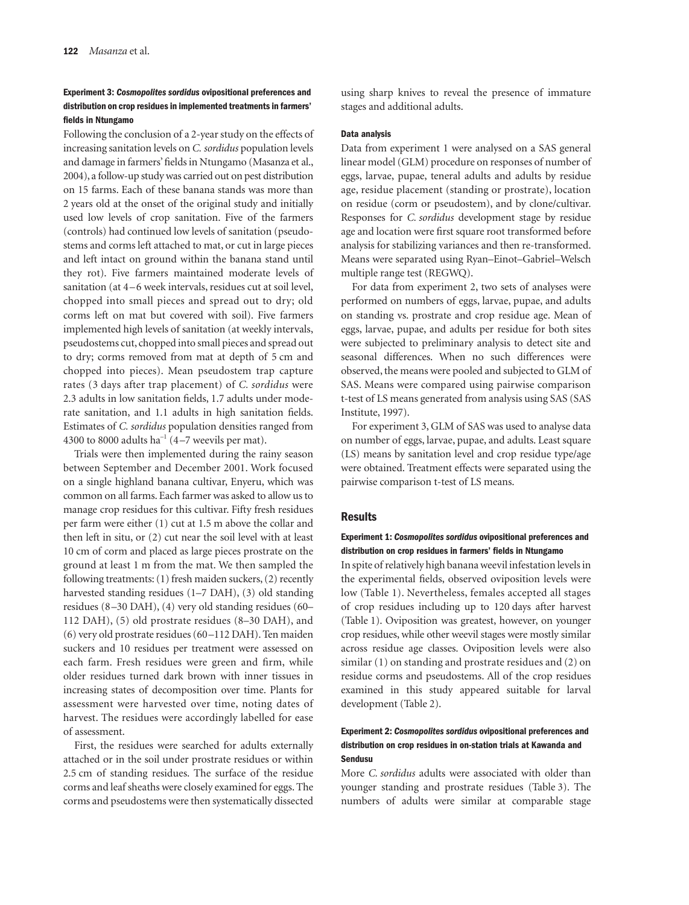### Experiment 3: *Cosmopolites sordidus* ovipositional preferences and distribution on crop residues in implemented treatments in farmers' fields in Ntungamo

Following the conclusion of a 2-year study on the effects of increasing sanitation levels on *C. sordidus* population levels and damage in farmers' fields in Ntungamo (Masanza et al., 2004), a follow-up study was carried out on pest distribution on 15 farms. Each of these banana stands was more than 2 years old at the onset of the original study and initially used low levels of crop sanitation. Five of the farmers (controls) had continued low levels of sanitation (pseudostems and corms left attached to mat, or cut in large pieces and left intact on ground within the banana stand until they rot). Five farmers maintained moderate levels of sanitation (at 4–6 week intervals, residues cut at soil level, chopped into small pieces and spread out to dry; old corms left on mat but covered with soil). Five farmers implemented high levels of sanitation (at weekly intervals, pseudostems cut, chopped into small pieces and spread out to dry; corms removed from mat at depth of 5 cm and chopped into pieces). Mean pseudostem trap capture rates (3 days after trap placement) of *C. sordidus* were 2.3 adults in low sanitation fields, 1.7 adults under moderate sanitation, and 1.1 adults in high sanitation fields. Estimates of *C. sordidus* population densities ranged from 4300 to 8000 adults $ha^{-1}$ (4–7 weevils per mat).

Trials were then implemented during the rainy season between September and December 2001. Work focused on a single highland banana cultivar, Enyeru, which was common on all farms. Each farmer was asked to allow us to manage crop residues for this cultivar. Fifty fresh residues per farm were either (1) cut at 1.5 m above the collar and then left in situ, or (2) cut near the soil level with at least 10 cm of corm and placed as large pieces prostrate on the ground at least 1 m from the mat. We then sampled the following treatments: (1) fresh maiden suckers, (2) recently harvested standing residues (1–7 DAH), (3) old standing residues (8–30 DAH), (4) very old standing residues (60–112 DAH), (5) old prostrate residues (8–30 DAH), and (6) very old prostrate residues (60–112 DAH). Ten maiden suckers and 10 residues per treatment were assessed on each farm. Fresh residues were green and firm, while older residues turned dark brown with inner tissues in increasing states of decomposition over time. Plants for assessment were harvested over time, noting dates of harvest. The residues were accordingly labelled for ease of assessment.

First, the residues were searched for adults externally attached or in the soil under prostrate residues or within 2.5 cm of standing residues. The surface of the residue corms and leaf sheaths were closely examined for eggs. The corms and pseudostems were then systematically dissected using sharp knives to reveal the presence of immature stages and additional adults.

### Data analysis

Data from experiment 1 were analysed on a SAS general linear model (GLM) procedure on responses of number of eggs, larvae, pupae, teneral adults and adults by residue age, residue placement (standing or prostrate), location on residue (corm or pseudostem), and by clone/cultivar. Responses for *C. sordidus* development stage by residue age and location were first square root transformed before analysis for stabilizing variances and then re-transformed. Means were separated using Ryan–Einot–Gabriel–Welsch multiple range test (REGWQ).

For data from experiment 2, two sets of analyses were performed on numbers of eggs, larvae, pupae, and adults on standing vs. prostrate and crop residue age. Mean of eggs, larvae, pupae, and adults per residue for both sites were subjected to preliminary analysis to detect site and seasonal differences. When no such differences were observed, the means were pooled and subjected to GLM of SAS. Means were compared using pairwise comparison t-test of LS means generated from analysis using SAS (SAS Institute, 1997).

For experiment 3, GLM of SAS was used to analyse data on number of eggs, larvae, pupae, and adults. Least square (LS) means by sanitation level and crop residue type/age were obtained. Treatment effects were separated using the pairwise comparison t-test of LS means.

## Results

### Experiment 1: *Cosmopolites sordidus* ovipositional preferences and distribution on crop residues in farmers' fields in Ntungamo

In spite of relatively high banana weevil infestation levels in the experimental fields, observed oviposition levels were low (Table 1). Nevertheless, females accepted all stages of crop residues including up to 120 days after harvest (Table 1). Oviposition was greatest, however, on younger crop residues, while other weevil stages were mostly similar across residue age classes. Oviposition levels were also similar (1) on standing and prostrate residues and (2) on residue corms and pseudostems. All of the crop residues examined in this study appeared suitable for larval development (Table 2).

### Experiment 2: *Cosmopolites sordidus* ovipositional preferences and distribution on crop residues in on-station trials at Kawanda and Sendusu

More *C. sordidus* adults were associated with older than younger standing and prostrate residues (Table 3). The numbers of adults were similar at comparable stage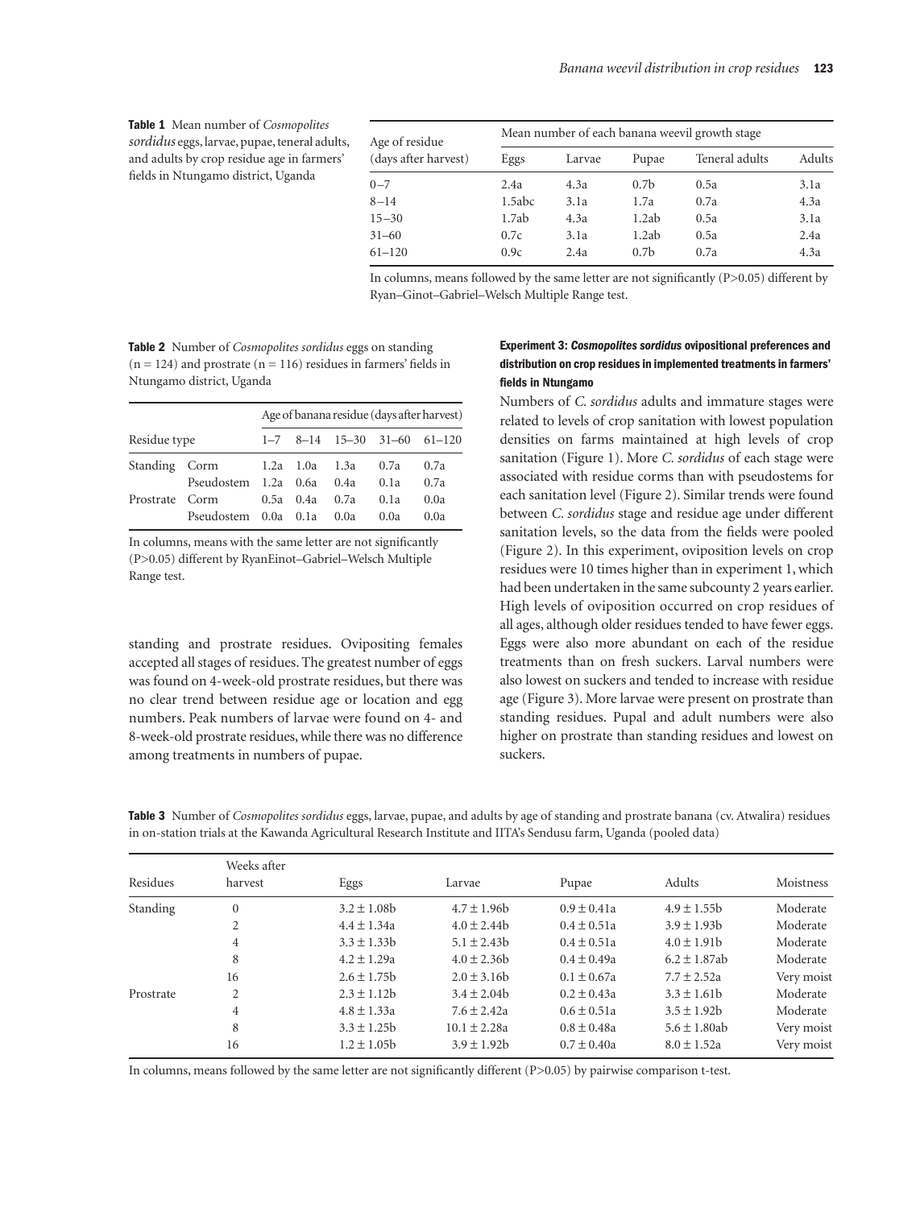**Table 1** Mean number of *Cosmopolites sordidus* eggs, larvae, pupae, teneral adults, and adults by crop residue age in farmers' fields in Ntungamo district, Uganda

| Age of residue (days after harvest) | Mean number of each banana weevil growth stage | | | | |
|---|---|---|---|---|---|
| | Eggs | Larvae | Pupae | Teneral adults | Adults |
| 0–7 | 2.4a | 4.3a | 0.7b | 0.5a | 3.1a |
| 8–14 | 1.5abc | 3.1a | 1.7a | 0.7a | 4.3a |
| 15–30 | 1.7ab | 4.3a | 1.2ab | 0.5a | 3.1a |
| 31–60 | 0.7c | 3.1a | 1.2ab | 0.5a | 2.4a |
| 61–120 | 0.9c | 2.4a | 0.7b | 0.7a | 4.3a |

In columns, means followed by the same letter are not significantly (P>0.05) different by Ryan–Ginot–Gabriel–Welsch Multiple Range test.

**Table 2** Number of *Cosmopolites sordidus* eggs on standing (n = 124) and prostrate (n = 116) residues in farmers' fields in Ntungamo district, Uganda

| Residue type | | Age of banana residue (days after harvest) | | | | |
|---|---|---|---|---|---|---|
| | | 1–7 | 8–14 | 15–30 | 31–60 | 61–120 |
| Standing | Corm | 1.2a | 1.0a | 1.3a | 0.7a | 0.7a |
| | Pseudostem | 1.2a | 0.6a | 0.4a | 0.1a | 0.7a |
| Prostrate | Corm | 0.5a | 0.4a | 0.7a | 0.1a | 0.0a |
| | Pseudostem | 0.0a | 0.1a | 0.0a | 0.0a | 0.0a |

In columns, means with the same letter are not significantly (P>0.05) different by RyanEinot–Gabriel–Welsch Multiple Range test.

standing and prostrate residues. Ovipositing females accepted all stages of residues. The greatest number of eggs was found on 4-week-old prostrate residues, but there was no clear trend between residue age or location and egg numbers. Peak numbers of larvae were found on 4- and 8-week-old prostrate residues, while there was no difference among treatments in numbers of pupae.

#### Experiment 3: *Cosmopolites sordidus* ovipositional preferences and distribution on crop residues in implemented treatments in farmers' fields in Ntungamo

Numbers of *C. sordidus* adults and immature stages were related to levels of crop sanitation with lowest population densities on farms maintained at high levels of crop sanitation (Figure 1). More *C. sordidus* of each stage were associated with residue corms than with pseudostems for each sanitation level (Figure 2). Similar trends were found between *C. sordidus* stage and residue age under different sanitation levels, so the data from the fields were pooled (Figure 2). In this experiment, oviposition levels on crop residues were 10 times higher than in experiment 1, which had been undertaken in the same subcounty 2 years earlier. High levels of oviposition occurred on crop residues of all ages, although older residues tended to have fewer eggs. Eggs were also more abundant on each of the residue treatments than on fresh suckers. Larval numbers were also lowest on suckers and tended to increase with residue age (Figure 3). More larvae were present on prostrate than standing residues. Pupal and adult numbers were also higher on prostrate than standing residues and lowest on suckers.

**Table 3** Number of *Cosmopolites sordidus* eggs, larvae, pupae, and adults by age of standing and prostrate banana (cv. Atwalira) residues in on-station trials at the Kawanda Agricultural Research Institute and IITA's Sendusu farm, Uganda (pooled data)

| Residues | Weeks after harvest | Eggs | Larvae | Pupae | Adults | Moistness |
|---|---|---|---|---|---|---|
| Standing | 0 | 3.2 ± 1.08b | 4.7 ± 1.96b | 0.9 ± 0.41a | 4.9 ± 1.55b | Moderate |
| | 2 | 4.4 ± 1.34a | 4.0 ± 2.44b | 0.4 ± 0.51a | 3.9 ± 1.93b | Moderate |
| | 4 | 3.3 ± 1.33b | 5.1 ± 2.43b | 0.4 ± 0.51a | 4.0 ± 1.91b | Moderate |
| | 8 | 4.2 ± 1.29a | 4.0 ± 2.36b | 0.4 ± 0.49a | 6.2 ± 1.87ab | Moderate |
| | 16 | 2.6 ± 1.75b | 2.0 ± 3.16b | 0.1 ± 0.67a | 7.7 ± 2.52a | Very moist |
| Prostrate | 2 | 2.3 ± 1.12b | 3.4 ± 2.04b | 0.2 ± 0.43a | 3.3 ± 1.61b | Moderate |
| | 4 | 4.8 ± 1.33a | 7.6 ± 2.42a | 0.6 ± 0.51a | 3.5 ± 1.92b | Moderate |
| | 8 | 3.3 ± 1.25b | 10.1 ± 2.28a | 0.8 ± 0.48a | 5.6 ± 1.80ab | Very moist |
| | 16 | 1.2 ± 1.05b | 3.9 ± 1.92b | 0.7 ± 0.40a | 8.0 ± 1.52a | Very moist |

In columns, means followed by the same letter are not significantly different (P>0.05) by pairwise comparison t-test.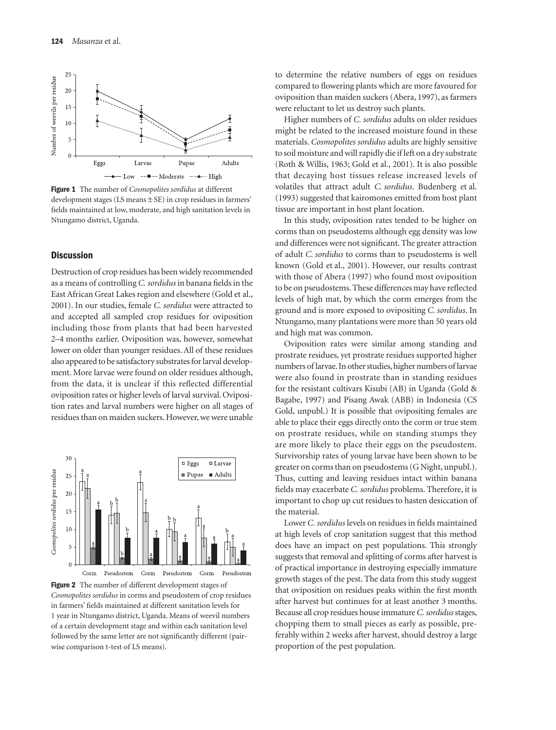25
20
15
10
5
0

Number of weevils per residue

Eggs Larvae Pupae Adults

Low Moderate High

**Figure 1** The number of *Cosmopolites sordidus* at different development stages (LS means ± SE) in crop residues in farmers' fields maintained at low, moderate, and high sanitation levels in Ntungamo district, Uganda.

## Discussion

Destruction of crop residues has been widely recommended as a means of controlling *C. sordidus* in banana fields in the East African Great Lakes region and elsewhere (Gold et al., 2001). In our studies, female *C. sordidus* were attracted to and accepted all sampled crop residues for oviposition including those from plants that had been harvested 2–4 months earlier. Oviposition was, however, somewhat lower on older than younger residues. All of these residues also appeared to be satisfactory substrates for larval development. More larvae were found on older residues although, from the data, it is unclear if this reflected differential oviposition rates or higher levels of larval survival. Oviposition rates and larval numbers were higher on all stages of residues than on maiden suckers. However, we were unable to determine the relative numbers of eggs on residues compared to flowering plants which are more favoured for oviposition than maiden suckers (Abera, 1997), as farmers were reluctant to let us destroy such plants.

Higher numbers of *C. sordidus* adults on older residues might be related to the increased moisture found in these materials. *Cosmopolites sordidus* adults are highly sensitive to soil moisture and will rapidly die if left on a dry substrate (Roth & Willis, 1963; Gold et al., 2001). It is also possible that decaying host tissues release increased levels of volatiles that attract adult *C. sordidus*. Budenberg et al. (1993) suggested that kairomones emitted from host plant tissue are important in host plant location.

In this study, oviposition rates tended to be higher on corms than on pseudostems although egg density was low and differences were not significant. The greater attraction of adult *C. sordidus* to corms than to pseudostems is well known (Gold et al., 2001). However, our results contrast with those of Abera (1997) who found most oviposition to be on pseudostems. These differences may have reflected levels of high mat, by which the corm emerges from the ground and is more exposed to ovipositing *C. sordidus*. In Ntungamo, many plantations were more than 50 years old and high mat was common.

Oviposition rates were similar among standing and prostrate residues, yet prostrate residues supported higher numbers of larvae. In other studies, higher numbers of larvae were also found in prostrate than in standing residues for the resistant cultivars Kisubi (AB) in Uganda (Gold & Bagabe, 1997) and Pisang Awak (ABB) in Indonesia (CS Gold, unpubl.) It is possible that ovipositing females are able to place their eggs directly onto the corm or true stem on prostrate residues, while on standing stumps they are more likely to place their eggs on the pseudostem. Survivorship rates of young larvae have been shown to be greater on corms than on pseudostems (G Night, unpubl.). Thus, cutting and leaving residues intact within banana fields may exacerbate *C. sordidus* problems. Therefore, it is important to chop up cut residues to hasten desiccation of the material.

Lower *C. sordidus* levels on residues in fields maintained at high levels of crop sanitation suggest that this method does have an impact on pest populations. This strongly suggests that removal and splitting of corms after harvest is of practical importance in destroying especially immature growth stages of the pest. The data from this study suggest that oviposition on residues peaks within the first month after harvest but continues for at least another 3 months. Because all crop residues house immature *C. sordidus* stages, chopping them to small pieces as early as possible, preferably within 2 weeks after harvest, should destroy a large proportion of the pest population.

30
25
20
15
10
5
0

*Cosmopolites sordidus* per residue

Eggs Larvae Pupae Adults

a a a a b b b b a a a a b b a a a a b a a a

Corm Pseudostem Corm Pseudostem Corm Pseudostem

**Figure 2** The number of different development stages of *Cosmopolites sordidus* in corms and pseudostem of crop residues in farmers' fields maintained at different sanitation levels for 1 year in Ntungamo district, Uganda. Means of weevil numbers of a certain development stage and within each sanitation level followed by the same letter are not significantly different (pairwise comparison t-test of LS means).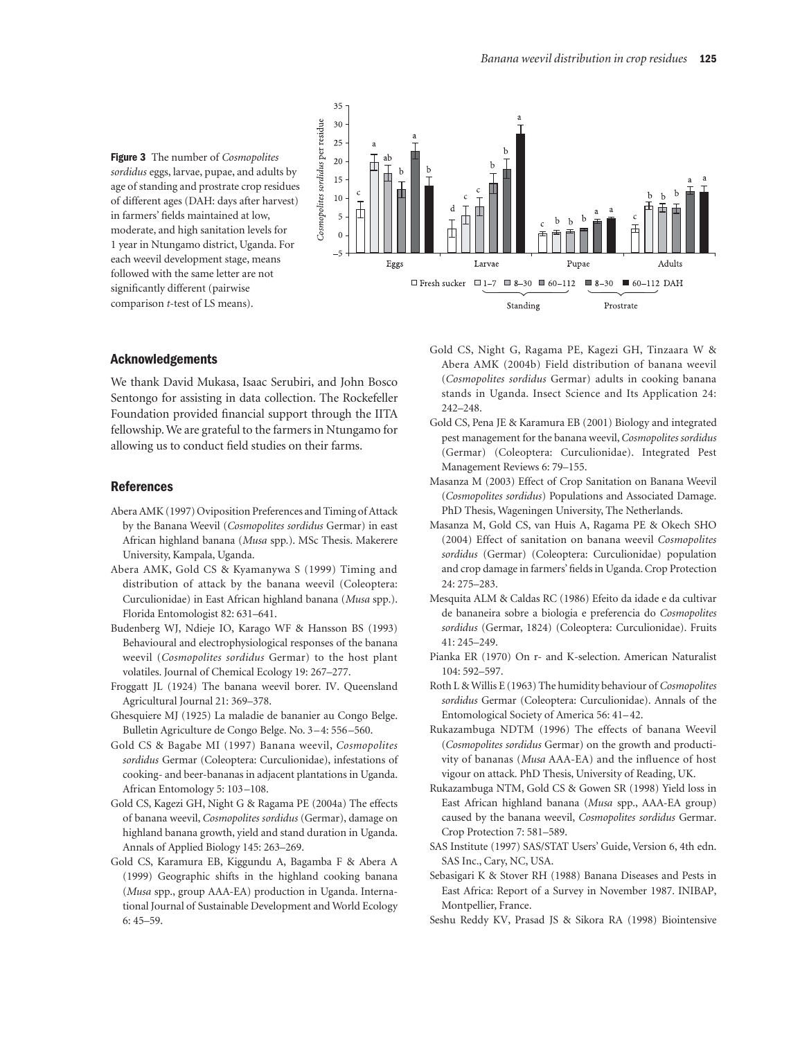**Figure 3** The number of *Cosmopolites sordidus* eggs, larvae, pupae, and adults by age of standing and prostrate crop residues of different ages (DAH: days after harvest) in farmers' fields maintained at low, moderate, and high sanitation levels for 1 year in Ntungamo district, Uganda. For each weevil development stage, means followed with the same letter are not significantly different (pairwise comparison *t*-test of LS means).

## Acknowledgements

We thank David Mukasa, Isaac Serubiri, and John Bosco Sentongo for assisting in data collection. The Rockefeller Foundation provided financial support through the IITA fellowship. We are grateful to the farmers in Ntungamo for allowing us to conduct field studies on their farms.

## References

Abera AMK (1997) Oviposition Preferences and Timing of Attack by the Banana Weevil (*Cosmopolites sordidus* Germar) in east African highland banana (*Musa* spp.). MSc Thesis. Makerere University, Kampala, Uganda.

Abera AMK, Gold CS & Kyamanywa S (1999) Timing and distribution of attack by the banana weevil (Coleoptera: Curculionidae) in East African highland banana (*Musa* spp.). Florida Entomologist 82: 631–641.

Budenberg WJ, Ndieje IO, Karago WF & Hansson BS (1993) Behavioural and electrophysiological responses of the banana weevil (*Cosmopolites sordidus* Germar) to the host plant volatiles. Journal of Chemical Ecology 19: 267–277.

Froggatt JL (1924) The banana weevil borer. IV. Queensland Agricultural Journal 21: 369–378.

Ghesquiere MJ (1925) La maladie de bananier au Congo Belge. Bulletin Agriculture de Congo Belge. No. 3–4: 556–560.

Gold CS & Bagabe MI (1997) Banana weevil, *Cosmopolites sordidus* Germar (Coleoptera: Curculionidae), infestations of cooking- and beer-bananas in adjacent plantations in Uganda. African Entomology 5: 103–108.

Gold CS, Kagezi GH, Night G & Ragama PE (2004a) The effects of banana weevil, *Cosmopolites sordidus* (Germar), damage on highland banana growth, yield and stand duration in Uganda. Annals of Applied Biology 145: 263–269.

Gold CS, Karamura EB, Kiggundu A, Bagamba F & Abera A (1999) Geographic shifts in the highland cooking banana (*Musa* spp., group AAA-EA) production in Uganda. International Journal of Sustainable Development and World Ecology 6: 45–59.

Gold CS, Night G, Ragama PE, Kagezi GH, Tinzaara W & Abera AMK (2004b) Field distribution of banana weevil (*Cosmopolites sordidus* Germar) adults in cooking banana stands in Uganda. Insect Science and Its Application 24: 242–248.

Gold CS, Pena JE & Karamura EB (2001) Biology and integrated pest management for the banana weevil, *Cosmopolites sordidus* (Germar) (Coleoptera: Curculionidae). Integrated Pest Management Reviews 6: 79–155.

Masanza M (2003) Effect of Crop Sanitation on Banana Weevil (*Cosmopolites sordidus*) Populations and Associated Damage. PhD Thesis, Wageningen University, The Netherlands.

Masanza M, Gold CS, van Huis A, Ragama PE & Okech SHO (2004) Effect of sanitation on banana weevil *Cosmopolites sordidus* (Germar) (Coleoptera: Curculionidae) population and crop damage in farmers' fields in Uganda. Crop Protection 24: 275–283.

Mesquita ALM & Caldas RC (1986) Efeito da idade e da cultivar de bananeira sobre a biologia e preferencia do *Cosmopolites sordidus* (Germar, 1824) (Coleoptera: Curculionidae). Fruits 41: 245–249.

Pianka ER (1970) On r- and K-selection. American Naturalist 104: 592–597.

Roth L & Willis E (1963) The humidity behaviour of *Cosmopolites sordidus* Germar (Coleoptera: Curculionidae). Annals of the Entomological Society of America 56: 41–42.

Rukazambuga NDTM (1996) The effects of banana Weevil (*Cosmopolites sordidus* Germar) on the growth and productivity of bananas (*Musa* AAA-EA) and the influence of host vigour on attack. PhD Thesis, University of Reading, UK.

Rukazambuga NTM, Gold CS & Gowen SR (1998) Yield loss in East African highland banana (*Musa* spp., AAA-EA group) caused by the banana weevil, *Cosmopolites sordidus* Germar. Crop Protection 7: 581–589.

SAS Institute (1997) SAS/STAT Users' Guide, Version 6, 4th edn. SAS Inc., Cary, NC, USA.

Sebasigari K & Stover RH (1988) Banana Diseases and Pests in East Africa: Report of a Survey in November 1987. INIBAP, Montpellier, France.

Seshu Reddy KV, Prasad JS & Sikora RA (1998) Biointensive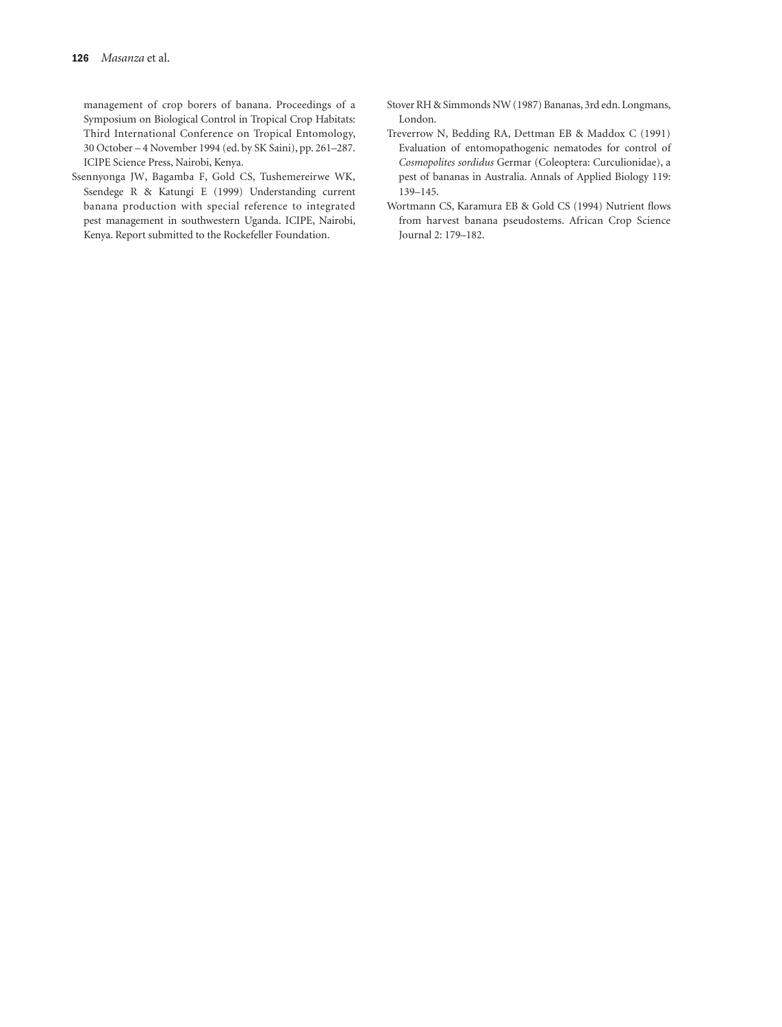management of crop borers of banana. Proceedings of a Symposium on Biological Control in Tropical Crop Habitats: Third International Conference on Tropical Entomology, 30 October – 4 November 1994 (ed. by SK Saini), pp. 261–287. ICIPE Science Press, Nairobi, Kenya.

Ssennyonga JW, Bagamba F, Gold CS, Tushemereirwe WK, Ssendege R & Katungi E (1999) Understanding current banana production with special reference to integrated pest management in southwestern Uganda. ICIPE, Nairobi, Kenya. Report submitted to the Rockefeller Foundation.

Stover RH & Simmonds NW (1987) Bananas, 3rd edn. Longmans, London.

Treverrow N, Bedding RA, Dettman EB & Maddox C (1991) Evaluation of entomopathogenic nematodes for control of *Cosmopolites sordidus* Germar (Coleoptera: Curculionidae), a pest of bananas in Australia. Annals of Applied Biology 119: 139–145.

Wortmann CS, Karamura EB & Gold CS (1994) Nutrient flows from harvest banana pseudostems. African Crop Science Journal 2: 179–182.